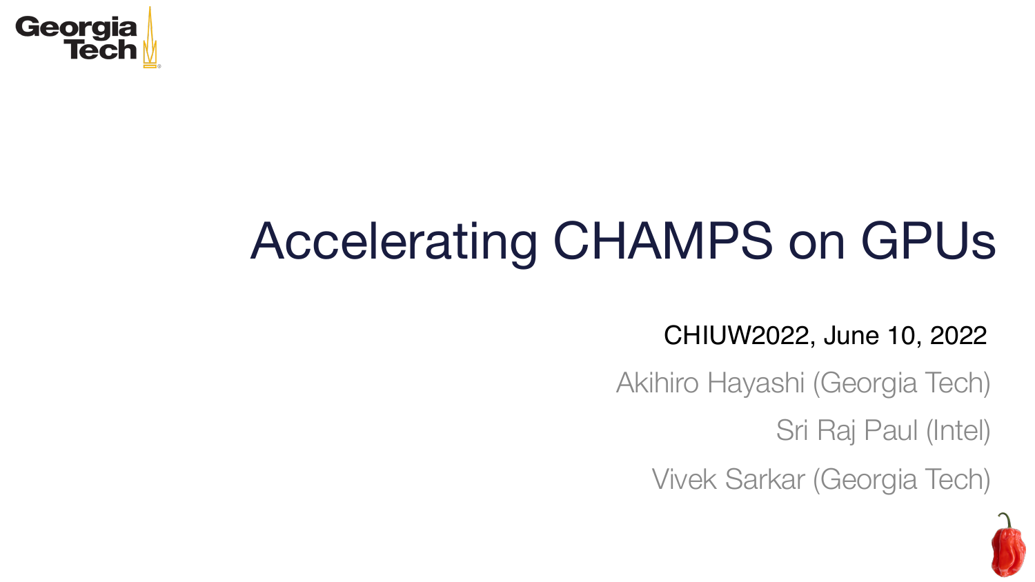Georgia Tech

# Accelerating CHAMPS on GPUs

CHIUW2022, June 10, 2022

Akihiro Hayashi (Georgia Tech)

Sri Raj Paul (Intel)

Vivek Sarkar (Georgia Tech)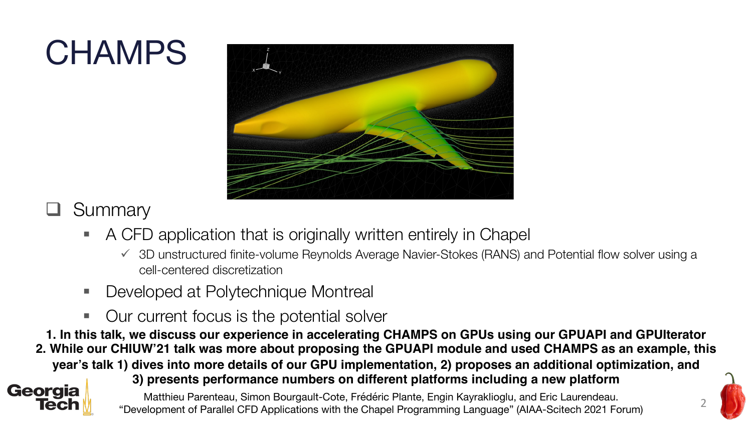# CHAMPS

- Summary
  - A CFD application that is originally written entirely in Chapel
    - ✓ 3D unstructured finite-volume Reynolds Average Navier-Stokes (RANS) and Potential flow solver using a cell-centered discretization
  - Developed at Polytechnique Montreal
  - Our current focus is the potential solver

**1. In this talk, we discuss our experience in accelerating CHAMPS on GPUs using our GPUAPI and GPUIterator**
**2. While our CHIUW'21 talk was more about proposing the GPUAPI module and used CHAMPS as an example, this year's talk 1) dives into more details of our GPU implementation, 2) proposes an additional optimization, and 3) presents performance numbers on different platforms including a new platform**

Matthieu Parenteau, Simon Bourgault-Cote, Frédéric Plante, Engin Kayraklioglu, and Eric Laurendeau. "Development of Parallel CFD Applications with the Chapel Programming Language" (AIAA-Scitech 2021 Forum)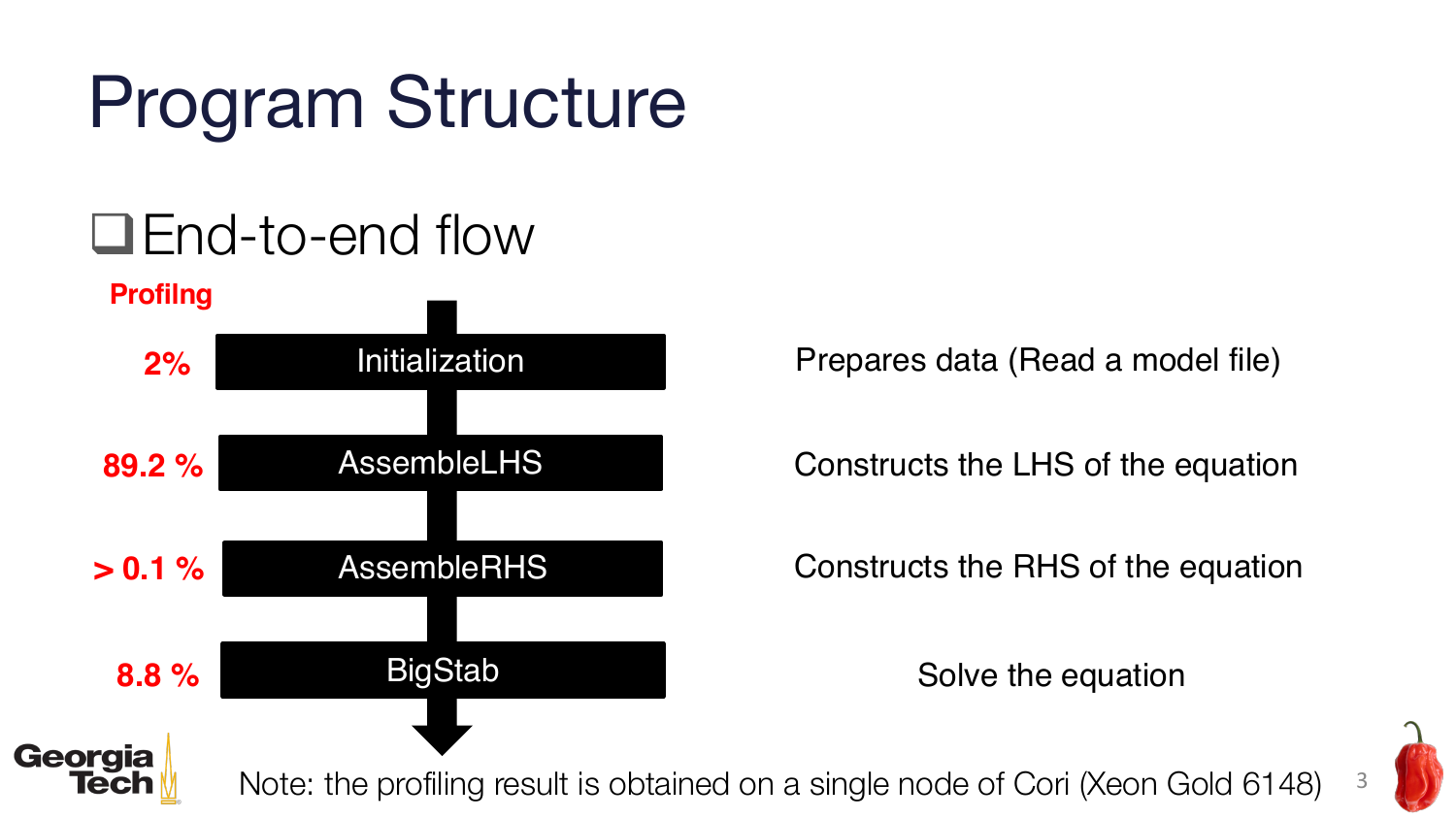# Program Structure

- End-to-end flow

| Profilng | Step | Description |
| --- | --- | --- |
| 2% | Initialization | Prepares data (Read a model file) |
| 89.2 % | AssembleLHS | Constructs the LHS of the equation |
| > 0.1 % | AssembleRHS | Constructs the RHS of the equation |
| 8.8 % | BigStab | Solve the equation |

Note: the profiling result is obtained on a single node of Cori (Xeon Gold 6148)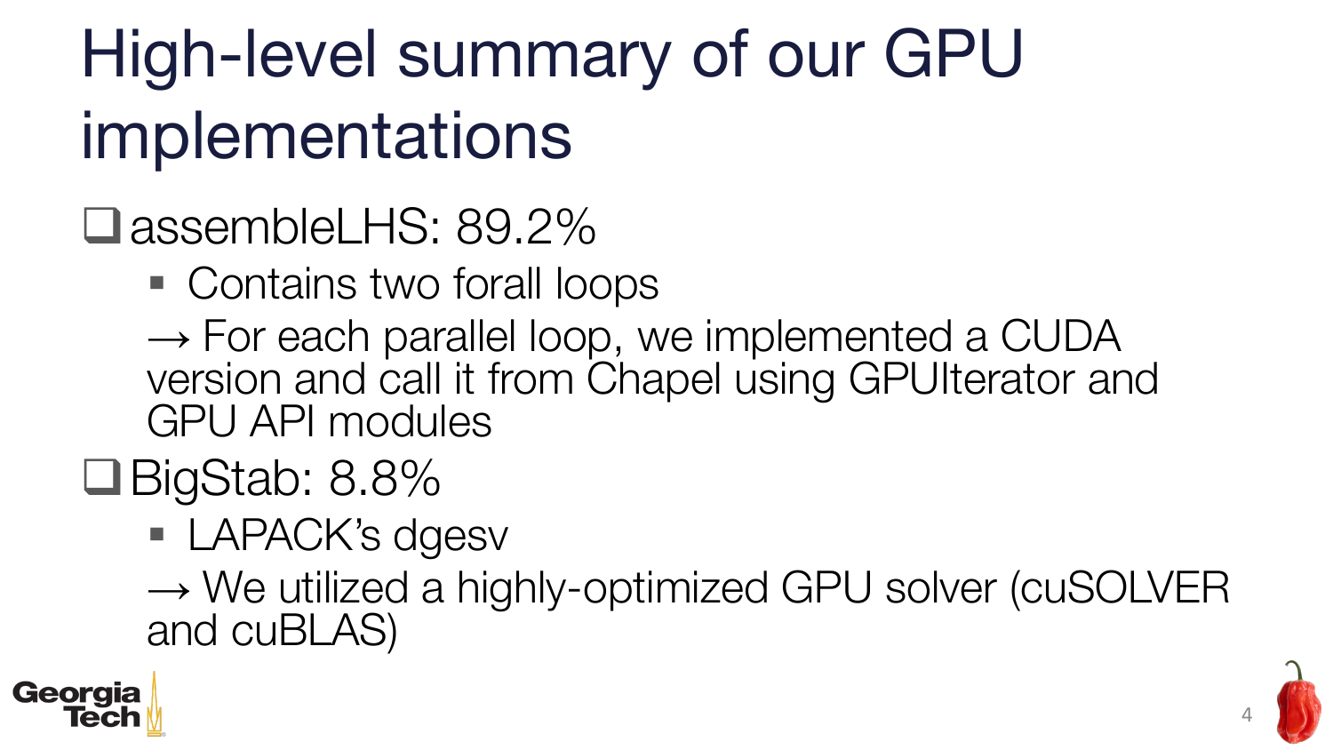# High-level summary of our GPU implementations

- assembleLHS: 89.2%
  - Contains two forall loops

  → For each parallel loop, we implemented a CUDA version and call it from Chapel using GPUIterator and GPU API modules
- BigStab: 8.8%
  - LAPACK's dgesv

  → We utilized a highly-optimized GPU solver (cuSOLVER and cuBLAS)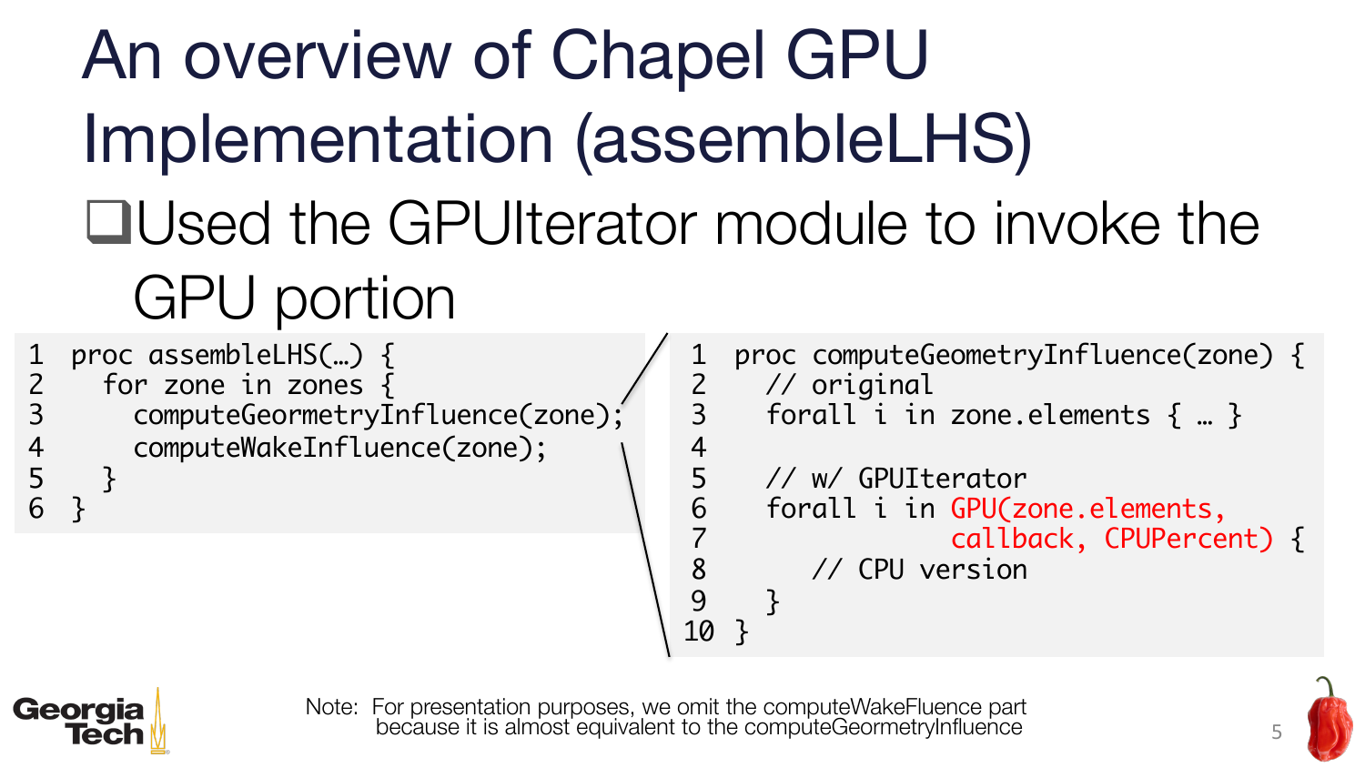# An overview of Chapel GPU Implementation (assembleLHS)

- Used the GPUIterator module to invoke the GPU portion

```
1  proc assembleLHS(…) {
2    for zone in zones {
3      computeGeormetryInfluence(zone);
4      computeWakeInfluence(zone);
5    }
6  }
```

```
1  proc computeGeometryInfluence(zone) {
2    // original
3    forall i in zone.elements { … }
4
5    // w/ GPUIterator
6    forall i in GPU(zone.elements,
7                    callback, CPUPercent) {
8       // CPU version
9    }
10 }
```

Note: For presentation purposes, we omit the computeWakeFluence part because it is almost equivalent to the computeGeormetryInfluence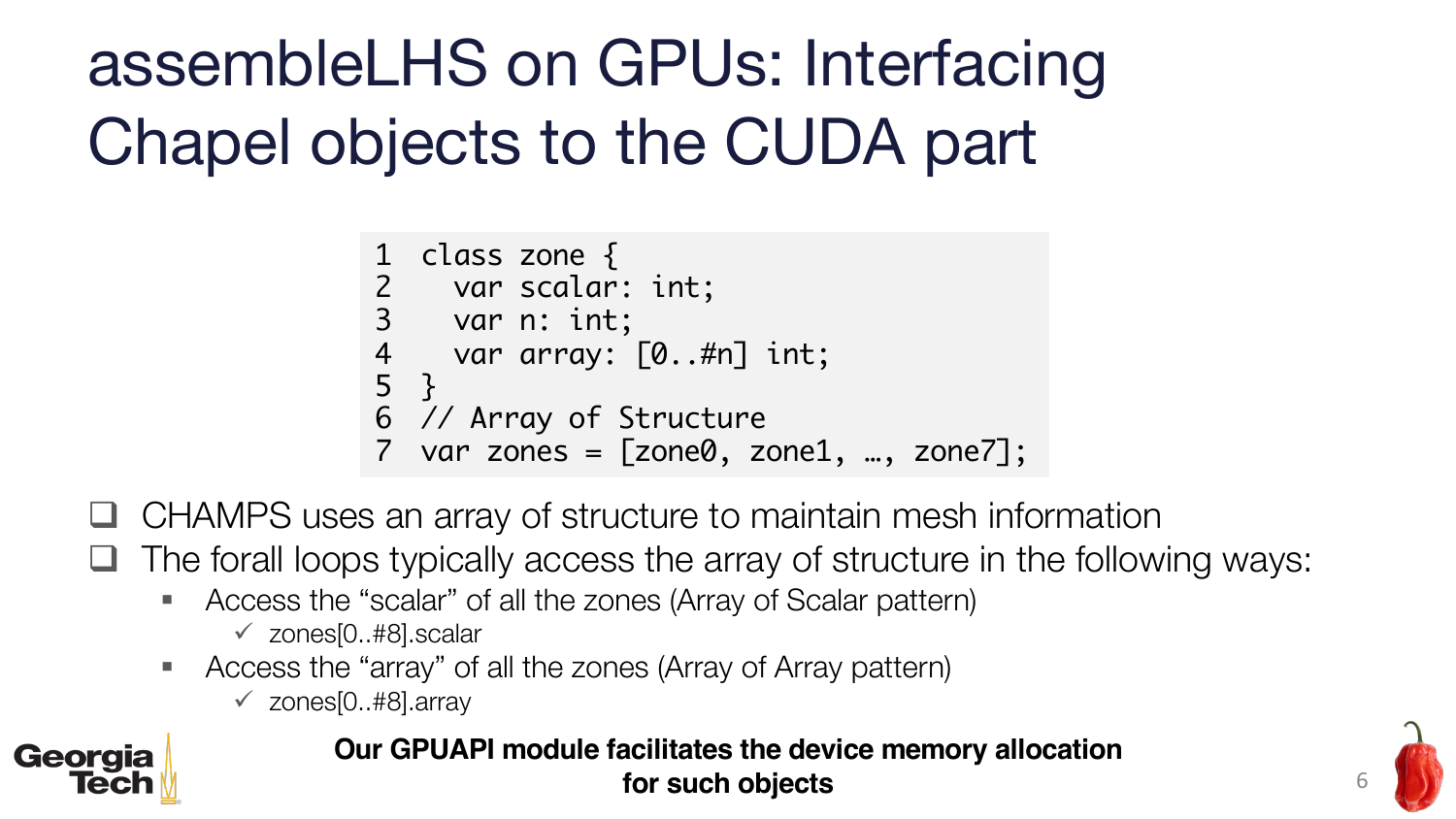# assembleLHS on GPUs: Interfacing Chapel objects to the CUDA part

```
1  class zone {
2    var scalar: int;
3    var n: int;
4    var array: [0..#n] int;
5  }
6  // Array of Structure
7  var zones = [zone0, zone1, …, zone7];
```

- CHAMPS uses an array of structure to maintain mesh information
- The forall loops typically access the array of structure in the following ways:
  - Access the “scalar” of all the zones (Array of Scalar pattern)
    - ✓ zones[0..#8].scalar
  - Access the “array” of all the zones (Array of Array pattern)
    - ✓ zones[0..#8].array

**Our GPUAPI module facilitates the device memory allocation for such objects**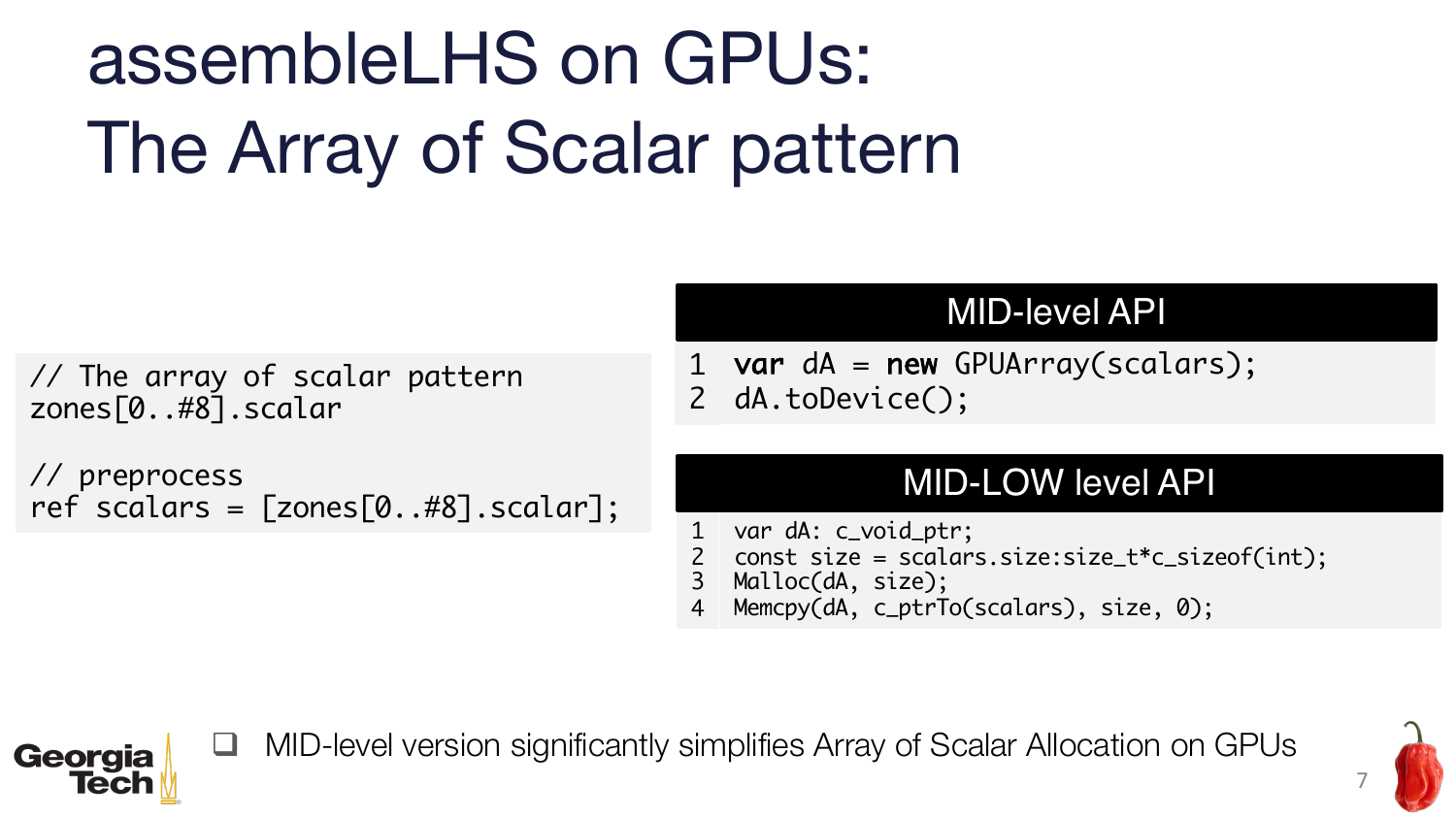# assembleLHS on GPUs: The Array of Scalar pattern

```
// The array of scalar pattern
zones[0..#8].scalar

// preprocess
ref scalars = [zones[0..#8].scalar];
```

**MID-level API**

```
1  var dA = new GPUArray(scalars);
2  dA.toDevice();
```

**MID-LOW level API**

```
1  var dA: c_void_ptr;
2  const size = scalars.size:size_t*c_sizeof(int);
3  Malloc(dA, size);
4  Memcpy(dA, c_ptrTo(scalars), size, 0);
```

- MID-level version significantly simplifies Array of Scalar Allocation on GPUs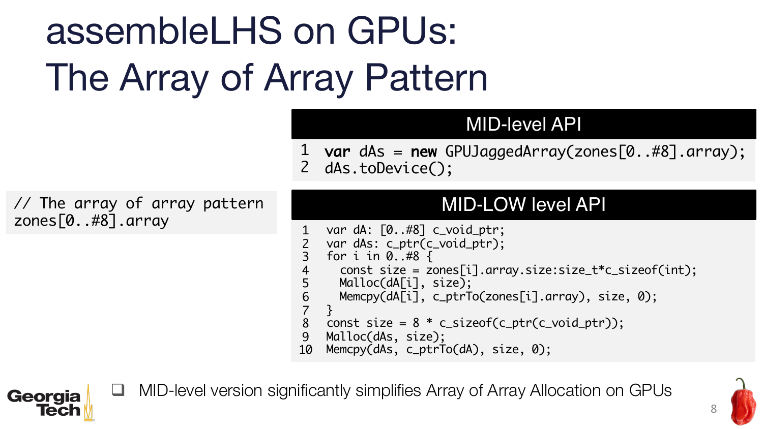# assembleLHS on GPUs: The Array of Array Pattern

```
// The array of array pattern
zones[0..#8].array
```

## MID-level API

```
1  var dAs = new GPUJaggedArray(zones[0..#8].array);
2  dAs.toDevice();
```

## MID-LOW level API

```
1   var dA: [0..#8] c_void_ptr;
2   var dAs: c_ptr(c_void_ptr);
3   for i in 0..#8 {
4     const size = zones[i].array.size:size_t*c_sizeof(int);
5     Malloc(dA[i], size);
6     Memcpy(dA[i], c_ptrTo(zones[i].array), size, 0);
7   }
8   const size = 8 * c_sizeof(c_ptr(c_void_ptr));
9   Malloc(dAs, size);
10  Memcpy(dAs, c_ptrTo(dA), size, 0);
```

- MID-level version significantly simplifies Array of Array Allocation on GPUs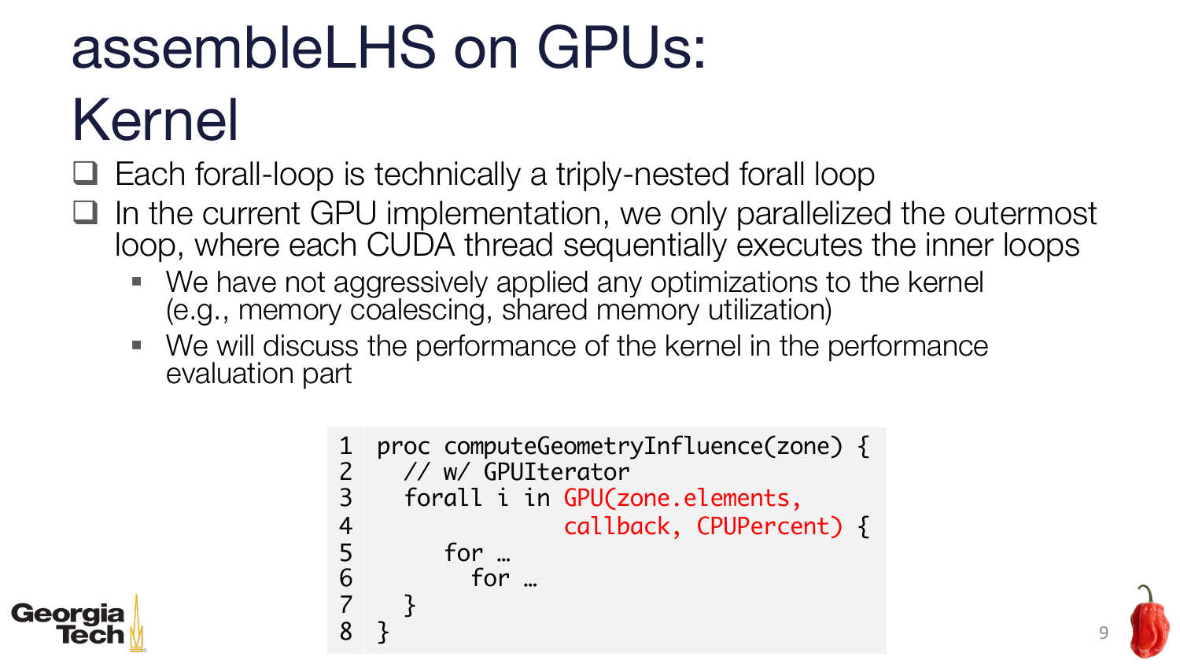# assembleLHS on GPUs: Kernel

- Each forall-loop is technically a triply-nested forall loop
- In the current GPU implementation, we only parallelized the outermost loop, where each CUDA thread sequentially executes the inner loops
  - We have not aggressively applied any optimizations to the kernel (e.g., memory coalescing, shared memory utilization)
  - We will discuss the performance of the kernel in the performance evaluation part

```
1  proc computeGeometryInfluence(zone) {
2    // w/ GPUIterator
3    forall i in GPU(zone.elements,
4                    callback, CPUPercent) {
5       for …
6         for …
7    }
8  }
```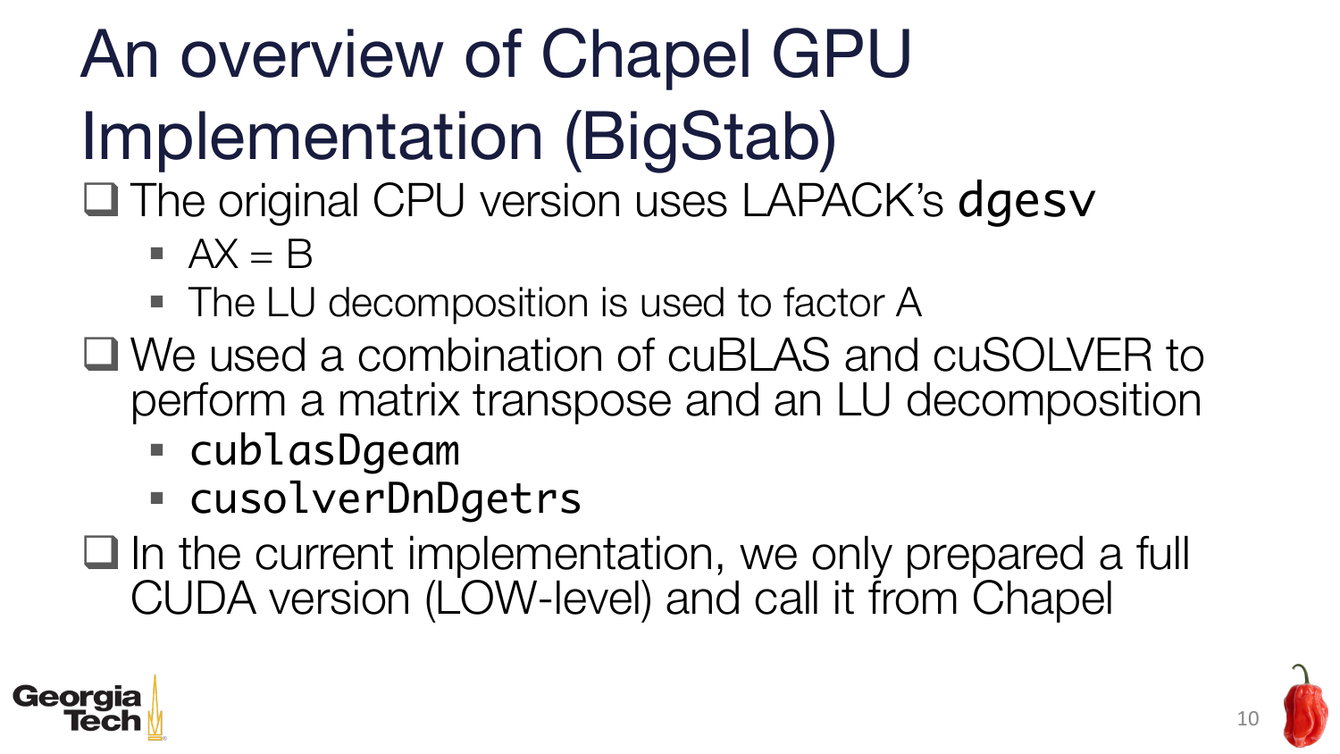# An overview of Chapel GPU Implementation (BigStab)

- The original CPU version uses LAPACK's `dgesv`
  - AX = B
  - The LU decomposition is used to factor A
- We used a combination of cuBLAS and cuSOLVER to perform a matrix transpose and an LU decomposition
  - `cublasDgeam`
  - `cusolverDnDgetrs`
- In the current implementation, we only prepared a full CUDA version (LOW-level) and call it from Chapel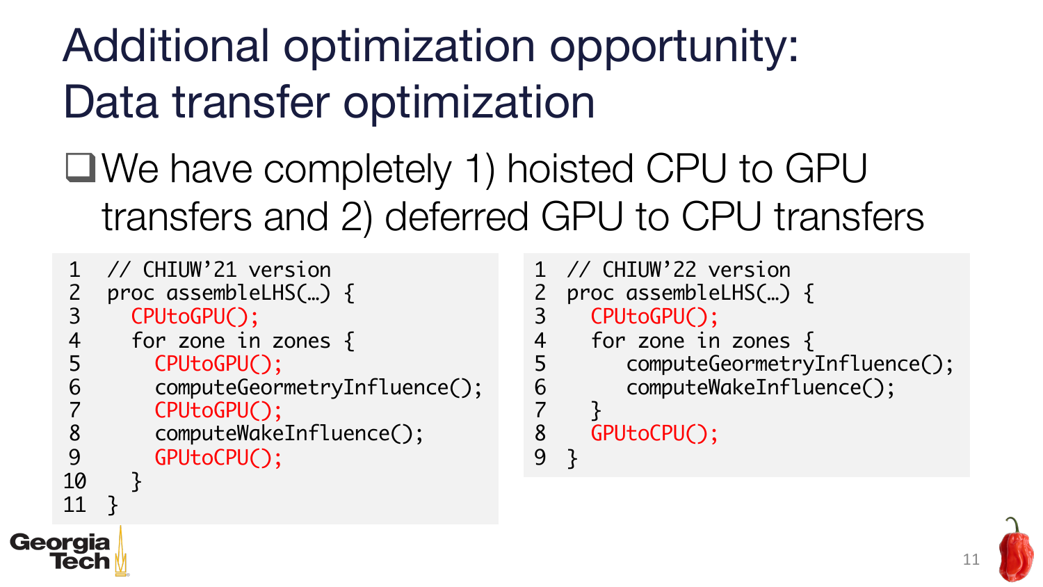# Additional optimization opportunity: Data transfer optimization

- We have completely 1) hoisted CPU to GPU transfers and 2) deferred GPU to CPU transfers

```
1  // CHIUW'21 version
2  proc assembleLHS(…) {
3    CPUtoGPU();
4    for zone in zones {
5      CPUtoGPU();
6      computeGeormetryInfluence();
7      CPUtoGPU();
8      computeWakeInfluence();
9      GPUtoCPU();
10   }
11 }
```

```
1  // CHIUW'22 version
2  proc assembleLHS(…) {
3    CPUtoGPU();
4    for zone in zones {
5       computeGeormetryInfluence();
6       computeWakeInfluence();
7    }
8    GPUtoCPU();
9  }
```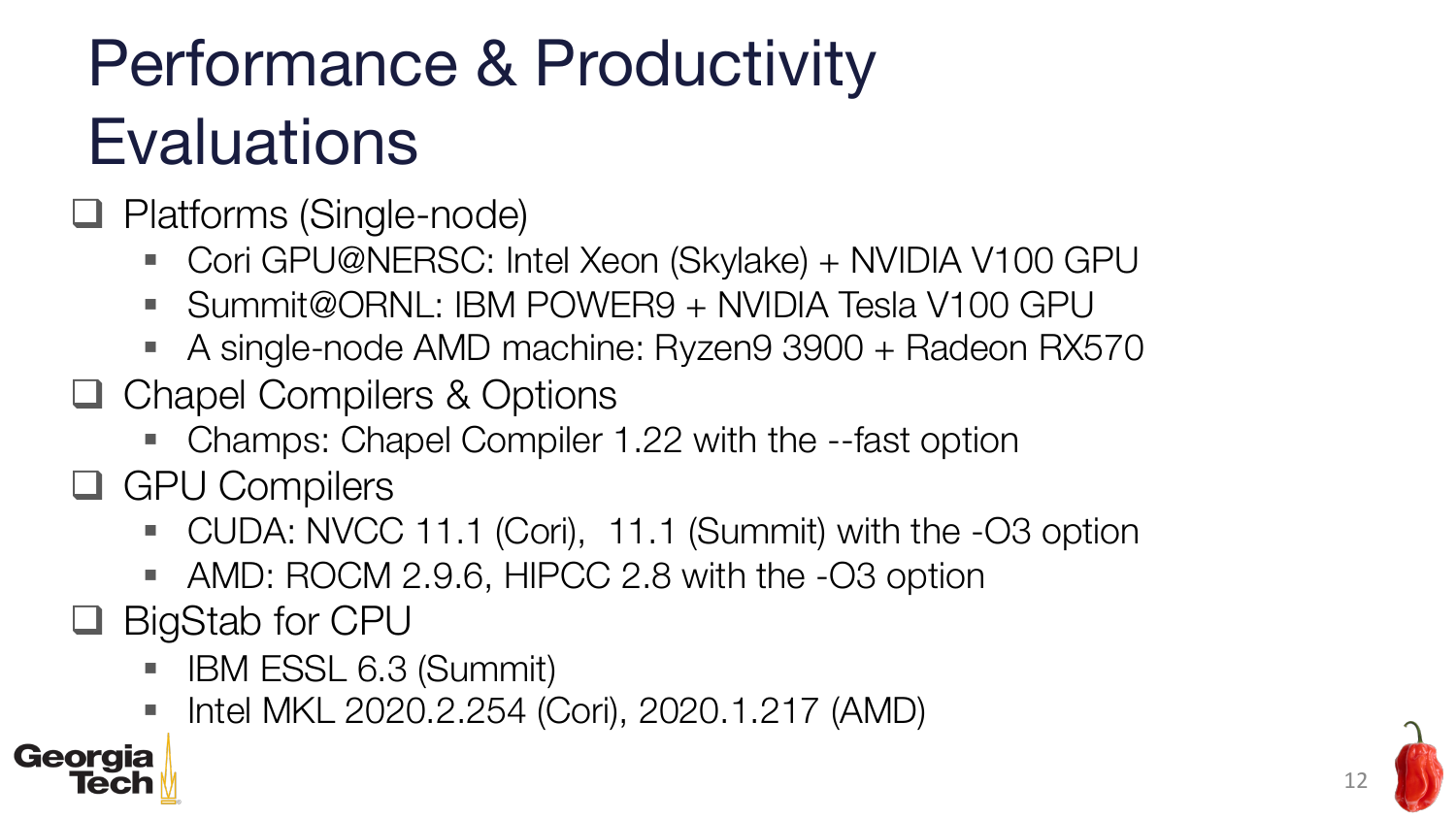# Performance & Productivity Evaluations

- Platforms (Single-node)
  - Cori GPU@NERSC: Intel Xeon (Skylake) + NVIDIA V100 GPU
  - Summit@ORNL: IBM POWER9 + NVIDIA Tesla V100 GPU
  - A single-node AMD machine: Ryzen9 3900 + Radeon RX570
- Chapel Compilers & Options
  - Champs: Chapel Compiler 1.22 with the --fast option
- GPU Compilers
  - CUDA: NVCC 11.1 (Cori), 11.1 (Summit) with the -O3 option
  - AMD: ROCM 2.9.6, HIPCC 2.8 with the -O3 option
- BigStab for CPU
  - IBM ESSL 6.3 (Summit)
  - Intel MKL 2020.2.254 (Cori), 2020.1.217 (AMD)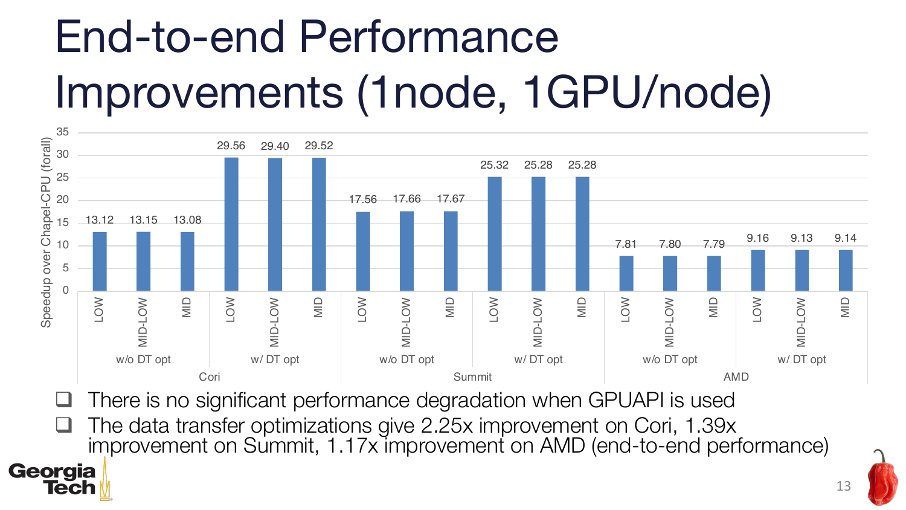# End-to-end Performance Improvements (1node, 1GPU/node)

Speedup over Chapel-CPU (forall)

| Platform | DT opt | LOW | MID-LOW | MID |
|---|---|---|---|---|
| Cori | w/o DT opt | 13.12 | 13.15 | 13.08 |
| | w/ DT opt | 29.56 | 29.40 | 29.52 |
| Summit | w/o DT opt | 17.56 | 17.66 | 17.67 |
| | w/ DT opt | 25.32 | 25.28 | 25.28 |
| AMD | w/o DT opt | 7.81 | 7.80 | 7.79 |
| | w/ DT opt | 9.16 | 9.13 | 9.14 |

- There is no significant performance degradation when GPUAPI is used
- The data transfer optimizations give 2.25x improvement on Cori, 1.39x improvement on Summit, 1.17x improvement on AMD (end-to-end performance)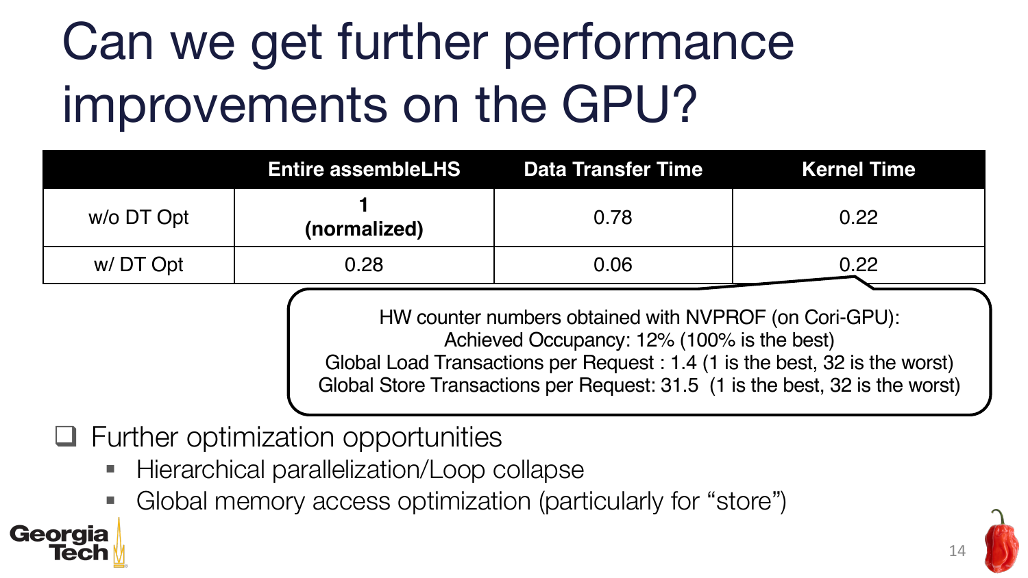# Can we get further performance improvements on the GPU?

| | Entire assembleLHS | Data Transfer Time | Kernel Time |
|---|---|---|---|
| w/o DT Opt | **1 (normalized)** | 0.78 | 0.22 |
| w/ DT Opt | 0.28 | 0.06 | 0.22 |

HW counter numbers obtained with NVPROF (on Cori-GPU):
Achieved Occupancy: 12% (100% is the best)
Global Load Transactions per Request : 1.4 (1 is the best, 32 is the worst)
Global Store Transactions per Request: 31.5 (1 is the best, 32 is the worst)

- Further optimization opportunities
  - Hierarchical parallelization/Loop collapse
  - Global memory access optimization (particularly for "store")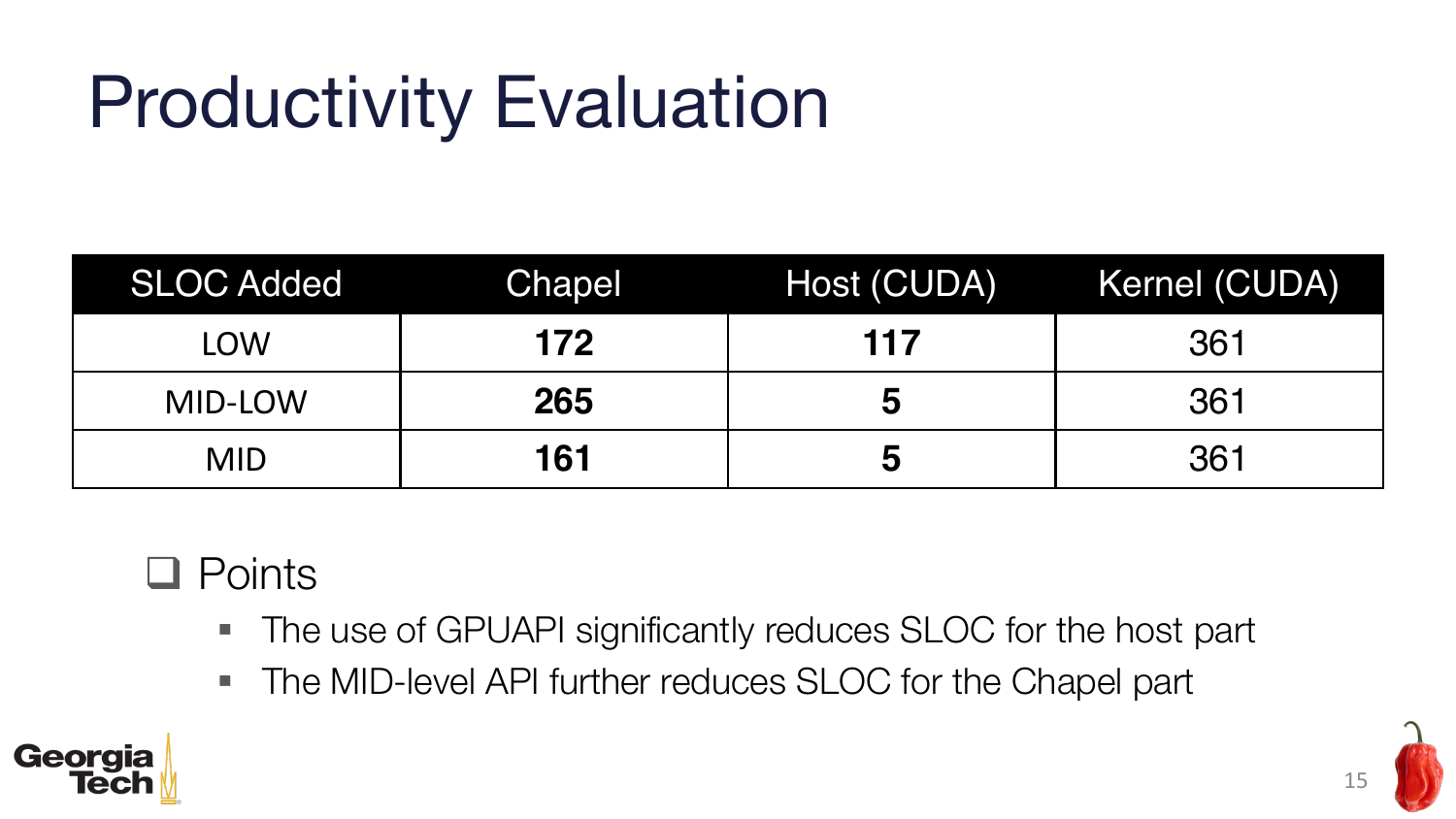# Productivity Evaluation

| SLOC Added | Chapel | Host (CUDA) | Kernel (CUDA) |
|---|---|---|---|
| LOW | **172** | **117** | 361 |
| MID-LOW | **265** | **5** | 361 |
| MID | **161** | **5** | 361 |

- Points
  - The use of GPUAPI significantly reduces SLOC for the host part
  - The MID-level API further reduces SLOC for the Chapel part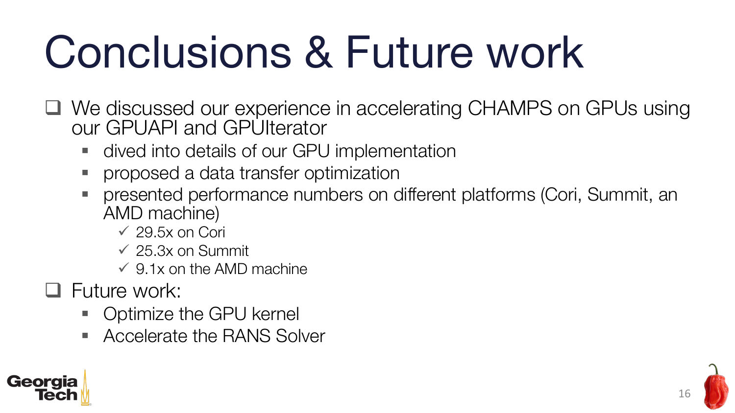# Conclusions & Future work

- We discussed our experience in accelerating CHAMPS on GPUs using our GPUAPI and GPUIterator
  - dived into details of our GPU implementation
  - proposed a data transfer optimization
  - presented performance numbers on different platforms (Cori, Summit, an AMD machine)
    - ✓ 29.5x on Cori
    - ✓ 25.3x on Summit
    - ✓ 9.1x on the AMD machine
- Future work:
  - Optimize the GPU kernel
  - Accelerate the RANS Solver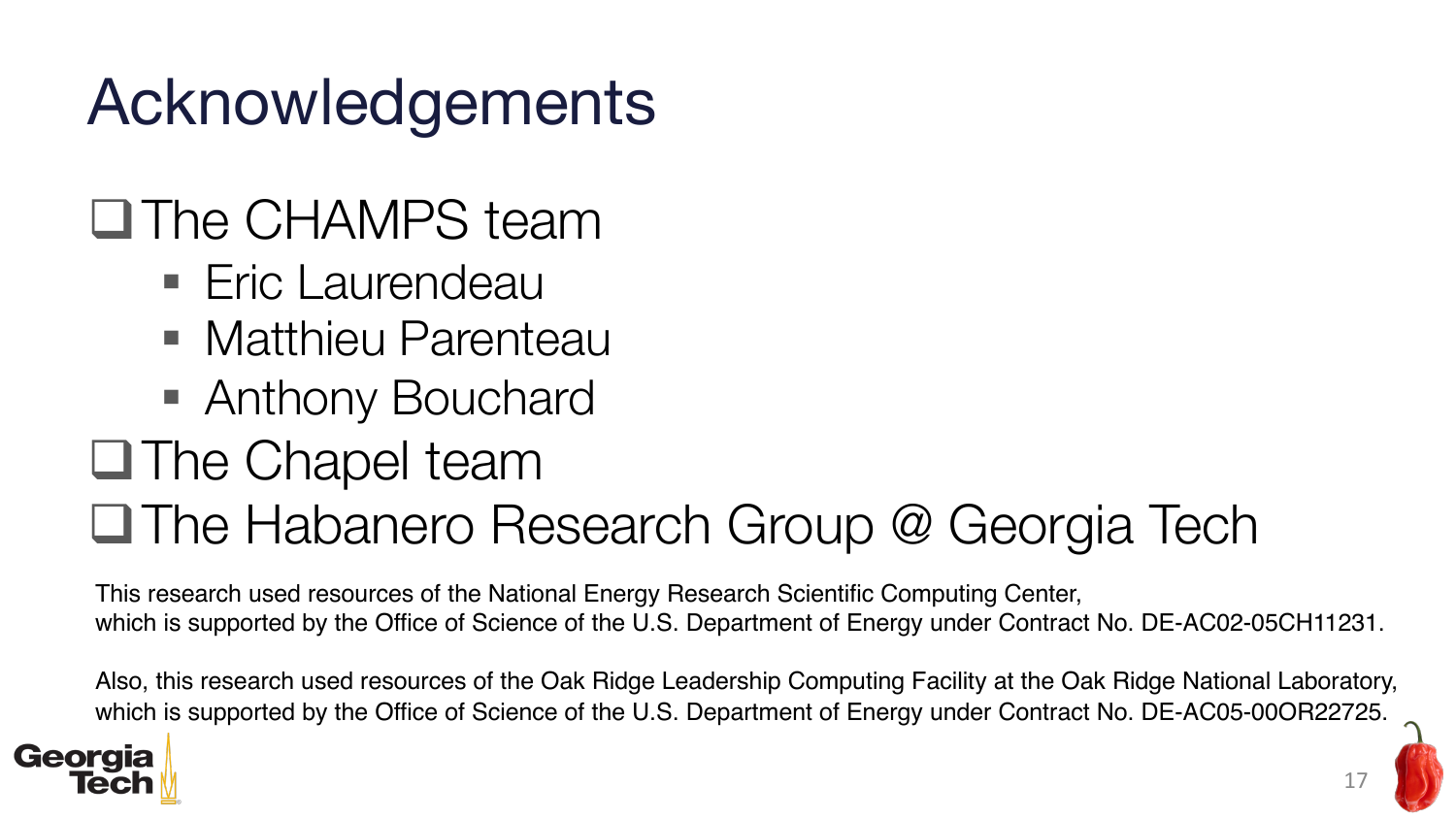# Acknowledgements

- The CHAMPS team
  - Eric Laurendeau
  - Matthieu Parenteau
  - Anthony Bouchard
- The Chapel team
- The Habanero Research Group @ Georgia Tech

This research used resources of the National Energy Research Scientific Computing Center, which is supported by the Office of Science of the U.S. Department of Energy under Contract No. DE-AC02-05CH11231.

Also, this research used resources of the Oak Ridge Leadership Computing Facility at the Oak Ridge National Laboratory, which is supported by the Office of Science of the U.S. Department of Energy under Contract No. DE-AC05-00OR22725.

Georgia Tech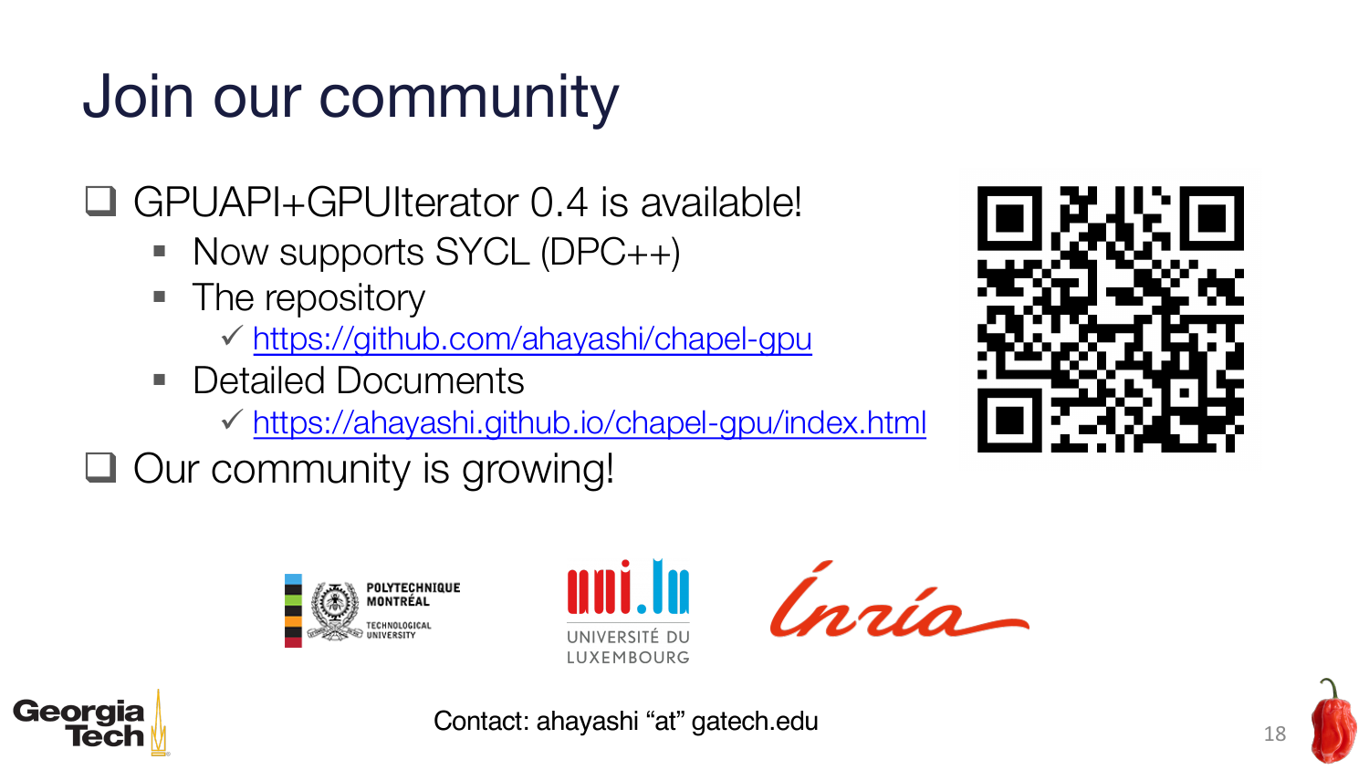# Join our community

- GPUAPI+GPUIterator 0.4 is available!
  - Now supports SYCL (DPC++)
  - The repository
    - ✓ https://github.com/ahayashi/chapel-gpu
  - Detailed Documents
    - ✓ https://ahayashi.github.io/chapel-gpu/index.html
- Our community is growing!

POLYTECHNIQUE MONTRÉAL TECHNOLOGICAL UNIVERSITY

uni.lu UNIVERSITÉ DU LUXEMBOURG

Inria

Contact: ahayashi "at" gatech.edu